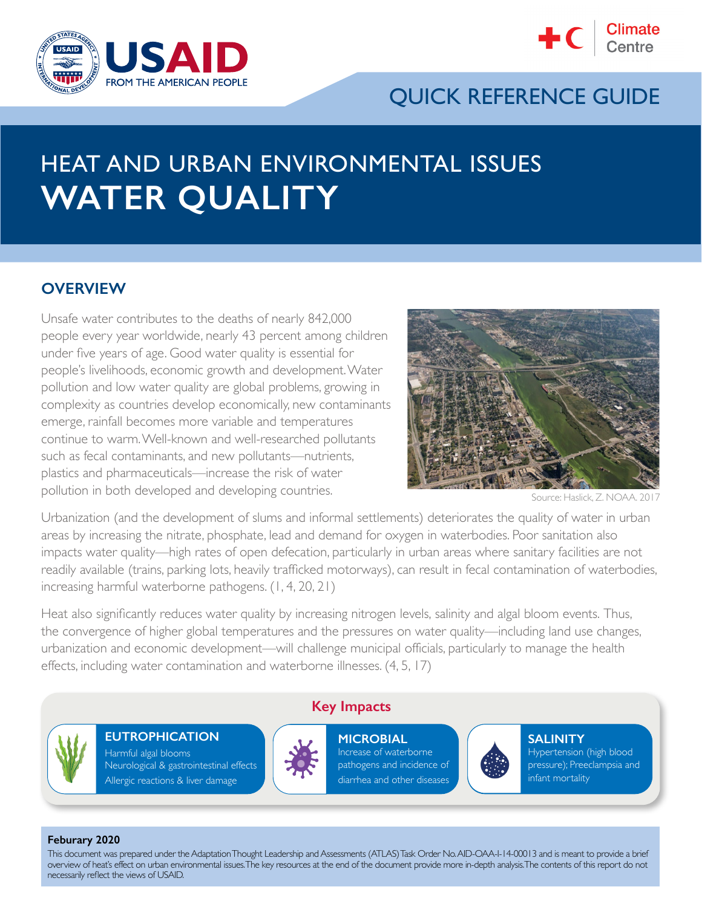QUICK REFERENCE GUIDE

# HEAT AND URBAN ENVIRONMENTAL ISSUES
# WATER QUALITY

## OVERVIEW

Unsafe water contributes to the deaths of nearly 842,000 people every year worldwide, nearly 43 percent among children under five years of age. Good water quality is essential for people's livelihoods, economic growth and development. Water pollution and low water quality are global problems, growing in complexity as countries develop economically, new contaminants emerge, rainfall becomes more variable and temperatures continue to warm. Well-known and well-researched pollutants such as fecal contaminants, and new pollutants—nutrients, plastics and pharmaceuticals—increase the risk of water pollution in both developed and developing countries.

Source: Haslick, Z. NOAA. 2017

Urbanization (and the development of slums and informal settlements) deteriorates the quality of water in urban areas by increasing the nitrate, phosphate, lead and demand for oxygen in waterbodies. Poor sanitation also impacts water quality—high rates of open defecation, particularly in urban areas where sanitary facilities are not readily available (trains, parking lots, heavily trafficked motorways), can result in fecal contamination of waterbodies, increasing harmful waterborne pathogens. (1, 4, 20, 21)

Heat also significantly reduces water quality by increasing nitrogen levels, salinity and algal bloom events. Thus, the convergence of higher global temperatures and the pressures on water quality—including land use changes, urbanization and economic development—will challenge municipal officials, particularly to manage the health effects, including water contamination and waterborne illnesses. (4, 5, 17)

### Key Impacts

**EUTROPHICATION**
Harmful algal blooms
Neurological & gastrointestinal effects
Allergic reactions & liver damage

**MICROBIAL**
Increase of waterborne pathogens and incidence of diarrhea and other diseases

**SALINITY**
Hypertension (high blood pressure); Preeclampsia and infant mortality

**Feburary 2020**

This document was prepared under the Adaptation Thought Leadership and Assessments (ATLAS) Task Order No. AID-OAA-I-14-00013 and is meant to provide a brief overview of heat's effect on urban environmental issues. The key resources at the end of the document provide more in-depth analysis. The contents of this report do not necessarily reflect the views of USAID.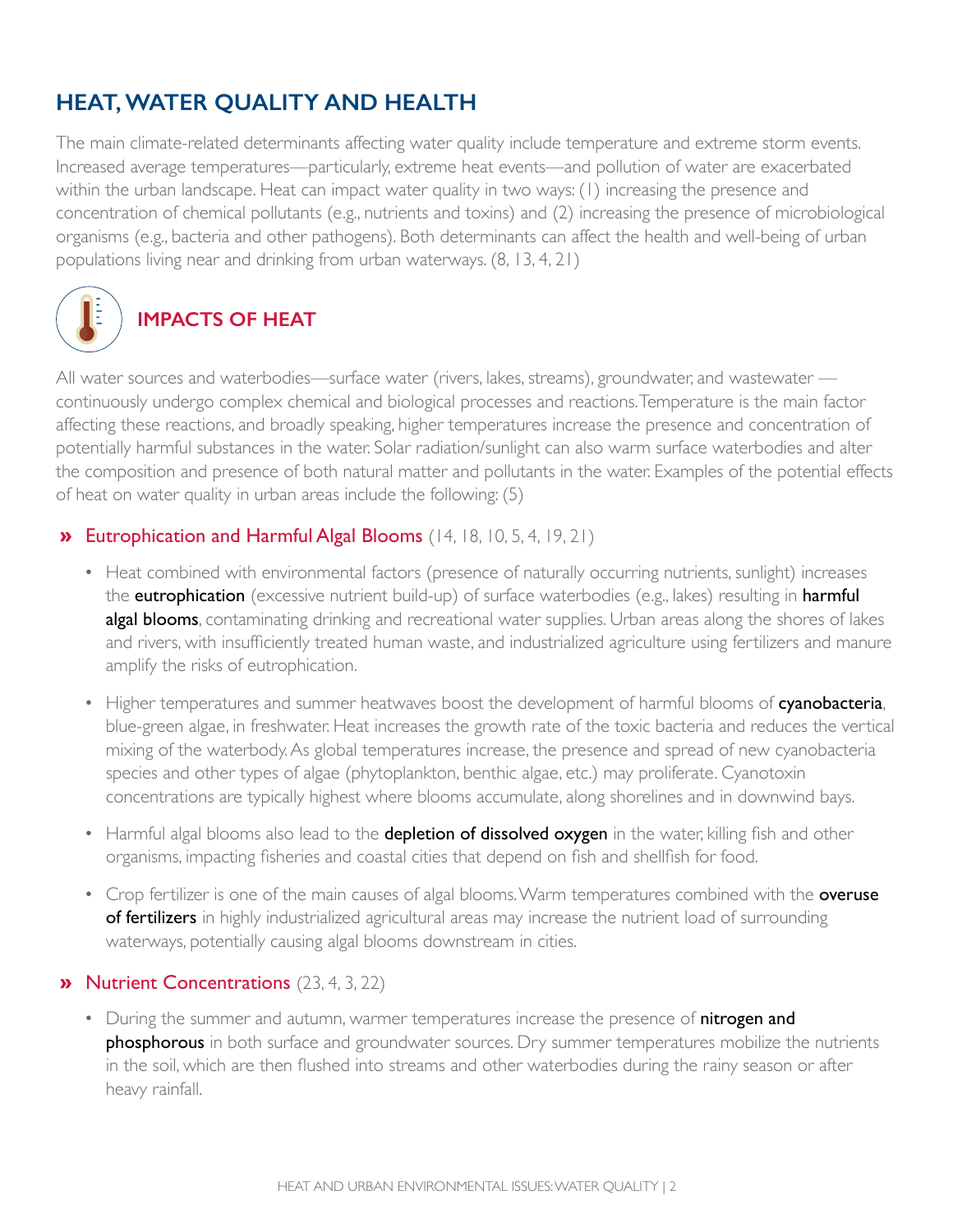# HEAT, WATER QUALITY AND HEALTH

The main climate-related determinants affecting water quality include temperature and extreme storm events. Increased average temperatures—particularly, extreme heat events—and pollution of water are exacerbated within the urban landscape. Heat can impact water quality in two ways: (1) increasing the presence and concentration of chemical pollutants (e.g., nutrients and toxins) and (2) increasing the presence of microbiological organisms (e.g., bacteria and other pathogens). Both determinants can affect the health and well-being of urban populations living near and drinking from urban waterways. (8, 13, 4, 21)

## IMPACTS OF HEAT

All water sources and waterbodies—surface water (rivers, lakes, streams), groundwater, and wastewater — continuously undergo complex chemical and biological processes and reactions. Temperature is the main factor affecting these reactions, and broadly speaking, higher temperatures increase the presence and concentration of potentially harmful substances in the water. Solar radiation/sunlight can also warm surface waterbodies and alter the composition and presence of both natural matter and pollutants in the water. Examples of the potential effects of heat on water quality in urban areas include the following: (5)

### » Eutrophication and Harmful Algal Blooms (14, 18, 10, 5, 4, 19, 21)

- Heat combined with environmental factors (presence of naturally occurring nutrients, sunlight) increases the **eutrophication** (excessive nutrient build-up) of surface waterbodies (e.g., lakes) resulting in **harmful algal blooms**, contaminating drinking and recreational water supplies. Urban areas along the shores of lakes and rivers, with insufficiently treated human waste, and industrialized agriculture using fertilizers and manure amplify the risks of eutrophication.
- Higher temperatures and summer heatwaves boost the development of harmful blooms of **cyanobacteria**, blue-green algae, in freshwater. Heat increases the growth rate of the toxic bacteria and reduces the vertical mixing of the waterbody. As global temperatures increase, the presence and spread of new cyanobacteria species and other types of algae (phytoplankton, benthic algae, etc.) may proliferate. Cyanotoxin concentrations are typically highest where blooms accumulate, along shorelines and in downwind bays.
- Harmful algal blooms also lead to the **depletion of dissolved oxygen** in the water, killing fish and other organisms, impacting fisheries and coastal cities that depend on fish and shellfish for food.
- Crop fertilizer is one of the main causes of algal blooms. Warm temperatures combined with the **overuse of fertilizers** in highly industrialized agricultural areas may increase the nutrient load of surrounding waterways, potentially causing algal blooms downstream in cities.

### » Nutrient Concentrations (23, 4, 3, 22)

- During the summer and autumn, warmer temperatures increase the presence of **nitrogen and phosphorous** in both surface and groundwater sources. Dry summer temperatures mobilize the nutrients in the soil, which are then flushed into streams and other waterbodies during the rainy season or after heavy rainfall.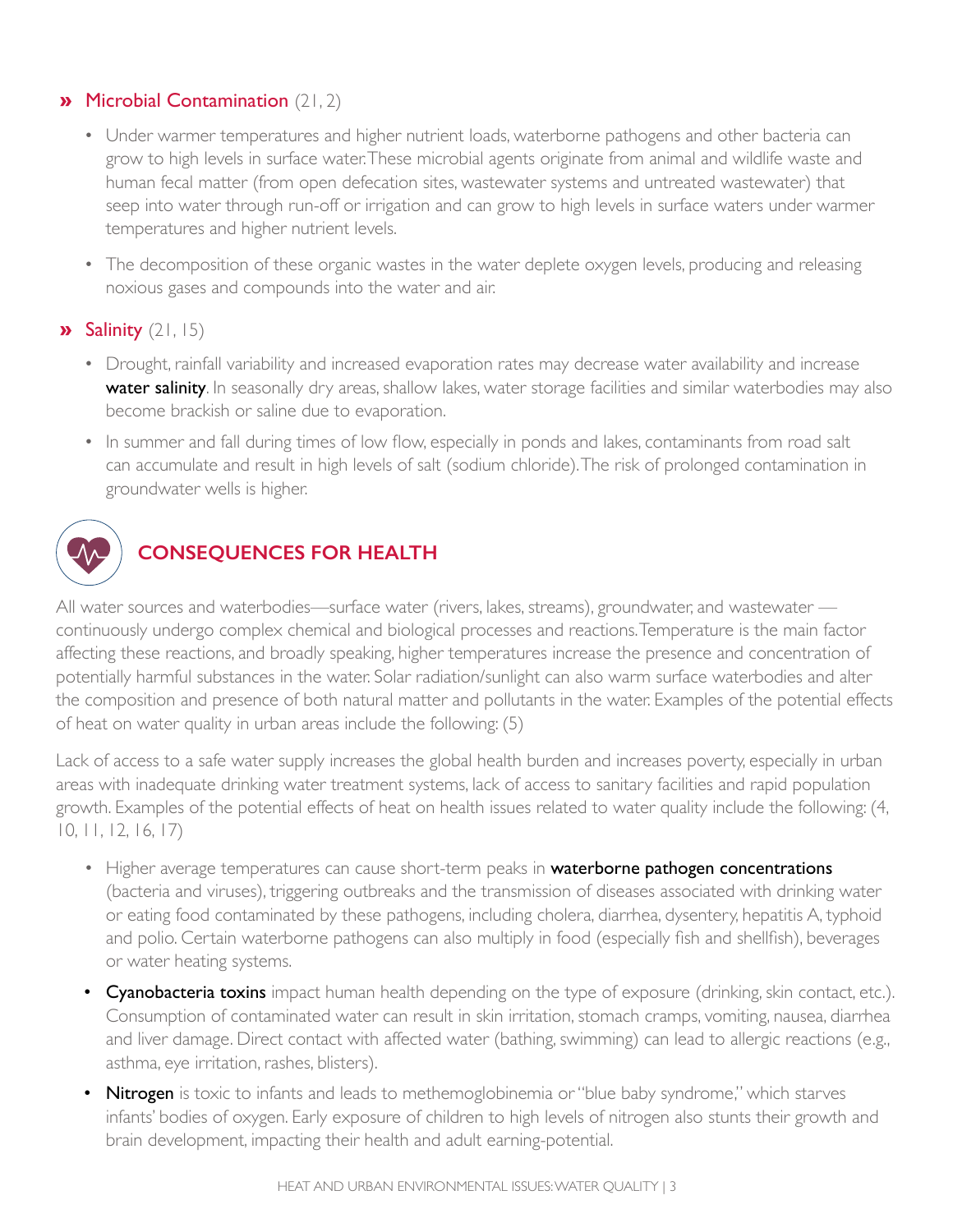### » Microbial Contamination (21, 2)

- Under warmer temperatures and higher nutrient loads, waterborne pathogens and other bacteria can grow to high levels in surface water. These microbial agents originate from animal and wildlife waste and human fecal matter (from open defecation sites, wastewater systems and untreated wastewater) that seep into water through run-off or irrigation and can grow to high levels in surface waters under warmer temperatures and higher nutrient levels.
- The decomposition of these organic wastes in the water deplete oxygen levels, producing and releasing noxious gases and compounds into the water and air.

### » Salinity (21, 15)

- Drought, rainfall variability and increased evaporation rates may decrease water availability and increase **water salinity**. In seasonally dry areas, shallow lakes, water storage facilities and similar waterbodies may also become brackish or saline due to evaporation.
- In summer and fall during times of low flow, especially in ponds and lakes, contaminants from road salt can accumulate and result in high levels of salt (sodium chloride). The risk of prolonged contamination in groundwater wells is higher.

## CONSEQUENCES FOR HEALTH

All water sources and waterbodies—surface water (rivers, lakes, streams), groundwater, and wastewater — continuously undergo complex chemical and biological processes and reactions. Temperature is the main factor affecting these reactions, and broadly speaking, higher temperatures increase the presence and concentration of potentially harmful substances in the water. Solar radiation/sunlight can also warm surface waterbodies and alter the composition and presence of both natural matter and pollutants in the water. Examples of the potential effects of heat on water quality in urban areas include the following: (5)

Lack of access to a safe water supply increases the global health burden and increases poverty, especially in urban areas with inadequate drinking water treatment systems, lack of access to sanitary facilities and rapid population growth. Examples of the potential effects of heat on health issues related to water quality include the following: (4, 10, 11, 12, 16, 17)

- Higher average temperatures can cause short-term peaks in **waterborne pathogen concentrations** (bacteria and viruses), triggering outbreaks and the transmission of diseases associated with drinking water or eating food contaminated by these pathogens, including cholera, diarrhea, dysentery, hepatitis A, typhoid and polio. Certain waterborne pathogens can also multiply in food (especially fish and shellfish), beverages or water heating systems.
- **Cyanobacteria toxins** impact human health depending on the type of exposure (drinking, skin contact, etc.). Consumption of contaminated water can result in skin irritation, stomach cramps, vomiting, nausea, diarrhea and liver damage. Direct contact with affected water (bathing, swimming) can lead to allergic reactions (e.g., asthma, eye irritation, rashes, blisters).
- **Nitrogen** is toxic to infants and leads to methemoglobinemia or "blue baby syndrome," which starves infants' bodies of oxygen. Early exposure of children to high levels of nitrogen also stunts their growth and brain development, impacting their health and adult earning-potential.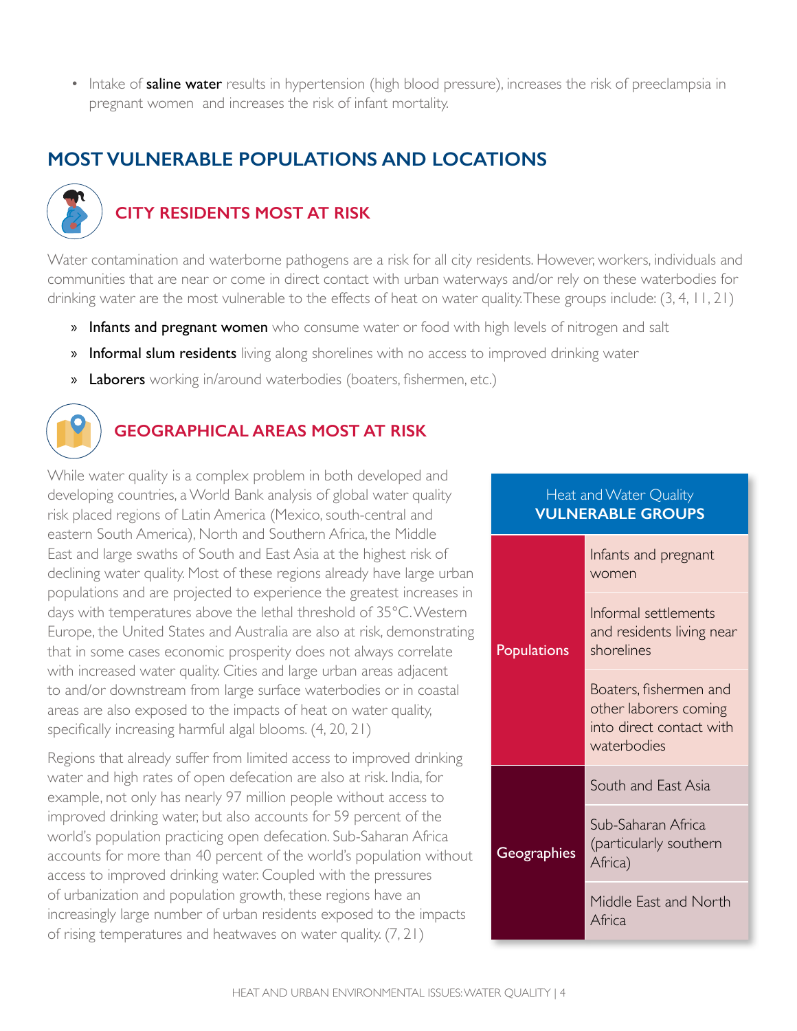- Intake of **saline water** results in hypertension (high blood pressure), increases the risk of preeclampsia in pregnant women and increases the risk of infant mortality.

## MOST VULNERABLE POPULATIONS AND LOCATIONS

### CITY RESIDENTS MOST AT RISK

Water contamination and waterborne pathogens are a risk for all city residents. However, workers, individuals and communities that are near or come in direct contact with urban waterways and/or rely on these waterbodies for drinking water are the most vulnerable to the effects of heat on water quality. These groups include: (3, 4, 11, 21)

» **Infants and pregnant women** who consume water or food with high levels of nitrogen and salt

» **Informal slum residents** living along shorelines with no access to improved drinking water

» **Laborers** working in/around waterbodies (boaters, fishermen, etc.)

### GEOGRAPHICAL AREAS MOST AT RISK

While water quality is a complex problem in both developed and developing countries, a World Bank analysis of global water quality risk placed regions of Latin America (Mexico, south-central and eastern South America), North and Southern Africa, the Middle East and large swaths of South and East Asia at the highest risk of declining water quality. Most of these regions already have large urban populations and are projected to experience the greatest increases in days with temperatures above the lethal threshold of 35°C. Western Europe, the United States and Australia are also at risk, demonstrating that in some cases economic prosperity does not always correlate with increased water quality. Cities and large urban areas adjacent to and/or downstream from large surface waterbodies or in coastal areas are also exposed to the impacts of heat on water quality, specifically increasing harmful algal blooms. (4, 20, 21)

Regions that already suffer from limited access to improved drinking water and high rates of open defecation are also at risk. India, for example, not only has nearly 97 million people without access to improved drinking water, but also accounts for 59 percent of the world's population practicing open defecation. Sub-Saharan Africa accounts for more than 40 percent of the world's population without access to improved drinking water. Coupled with the pressures of urbanization and population growth, these regions have an increasingly large number of urban residents exposed to the impacts of rising temperatures and heatwaves on water quality. (7, 21)

| Heat and Water Quality **VULNERABLE GROUPS** | |
|---|---|
| Populations | Infants and pregnant women |
| | Informal settlements and residents living near shorelines |
| | Boaters, fishermen and other laborers coming into direct contact with waterbodies |
| Geographies | South and East Asia |
| | Sub-Saharan Africa (particularly southern Africa) |
| | Middle East and North Africa |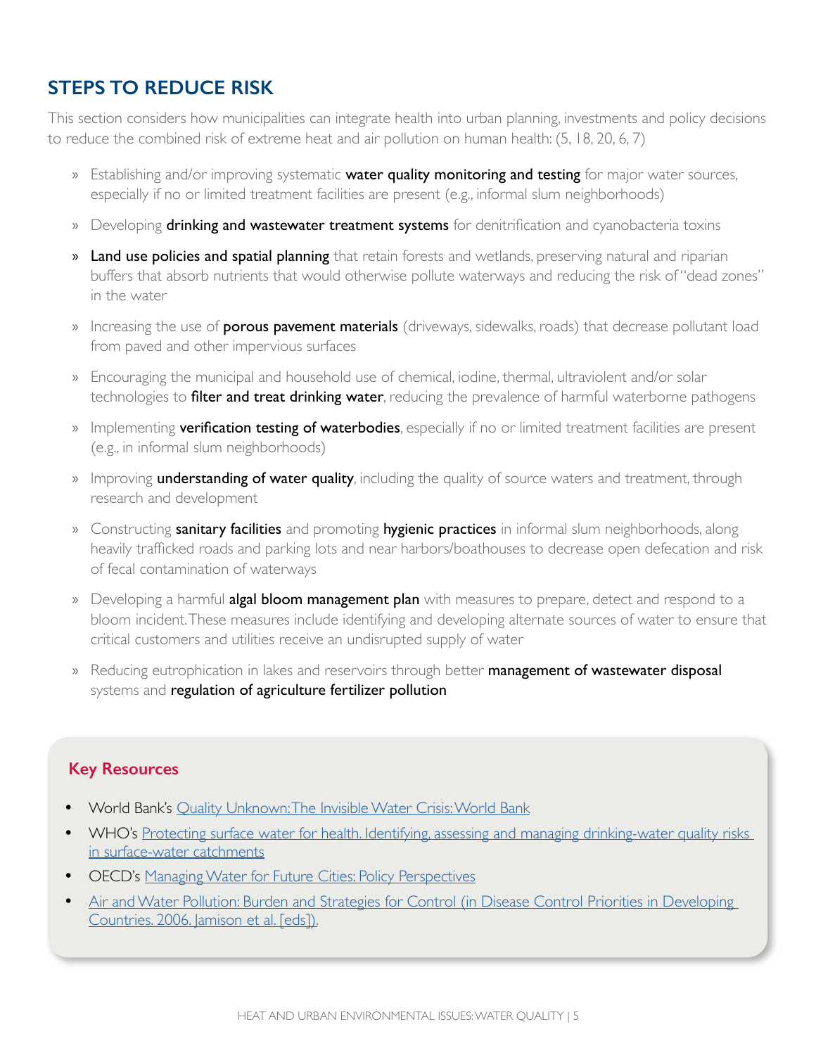## STEPS TO REDUCE RISK

This section considers how municipalities can integrate health into urban planning, investments and policy decisions to reduce the combined risk of extreme heat and air pollution on human health: (5, 18, 20, 6, 7)

- Establishing and/or improving systematic **water quality monitoring and testing** for major water sources, especially if no or limited treatment facilities are present (e.g., informal slum neighborhoods)
- Developing **drinking and wastewater treatment systems** for denitrification and cyanobacteria toxins
- **Land use policies and spatial planning** that retain forests and wetlands, preserving natural and riparian buffers that absorb nutrients that would otherwise pollute waterways and reducing the risk of "dead zones" in the water
- Increasing the use of **porous pavement materials** (driveways, sidewalks, roads) that decrease pollutant load from paved and other impervious surfaces
- Encouraging the municipal and household use of chemical, iodine, thermal, ultraviolent and/or solar technologies to **filter and treat drinking water**, reducing the prevalence of harmful waterborne pathogens
- Implementing **verification testing of waterbodies**, especially if no or limited treatment facilities are present (e.g., in informal slum neighborhoods)
- Improving **understanding of water quality**, including the quality of source waters and treatment, through research and development
- Constructing **sanitary facilities** and promoting **hygienic practices** in informal slum neighborhoods, along heavily trafficked roads and parking lots and near harbors/boathouses to decrease open defecation and risk of fecal contamination of waterways
- Developing a harmful **algal bloom management plan** with measures to prepare, detect and respond to a bloom incident. These measures include identifying and developing alternate sources of water to ensure that critical customers and utilities receive an undisrupted supply of water
- Reducing eutrophication in lakes and reservoirs through better **management of wastewater disposal** systems and **regulation of agriculture fertilizer pollution**

### Key Resources

- World Bank's Quality Unknown: The Invisible Water Crisis: World Bank
- WHO's Protecting surface water for health. Identifying, assessing and managing drinking-water quality risks in surface-water catchments
- OECD's Managing Water for Future Cities: Policy Perspectives
- Air and Water Pollution: Burden and Strategies for Control (in Disease Control Priorities in Developing Countries. 2006. Jamison et al. [eds]).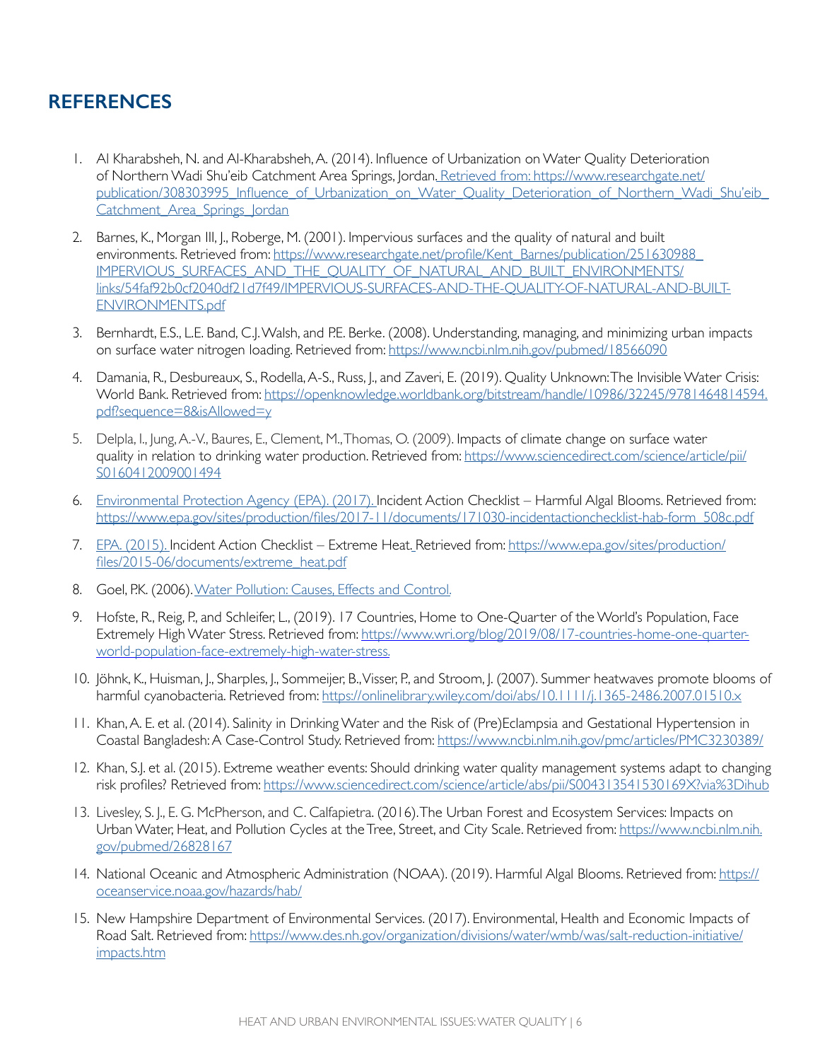## REFERENCES

1. Al Kharabsheh, N. and Al-Kharabsheh, A. (2014). Influence of Urbanization on Water Quality Deterioration of Northern Wadi Shu'eib Catchment Area Springs, Jordan. Retrieved from: https://www.researchgate.net/publication/308303995_Influence_of_Urbanization_on_Water_Quality_Deterioration_of_Northern_Wadi_Shu'eib_Catchment_Area_Springs_Jordan

2. Barnes, K., Morgan III, J., Roberge, M. (2001). Impervious surfaces and the quality of natural and built environments. Retrieved from: https://www.researchgate.net/profile/Kent_Barnes/publication/251630988_IMPERVIOUS_SURFACES_AND_THE_QUALITY_OF_NATURAL_AND_BUILT_ENVIRONMENTS/links/54faf92b0cf2040df21d7f49/IMPERVIOUS-SURFACES-AND-THE-QUALITY-OF-NATURAL-AND-BUILT-ENVIRONMENTS.pdf

3. Bernhardt, E.S., L.E. Band, C.J. Walsh, and P.E. Berke. (2008). Understanding, managing, and minimizing urban impacts on surface water nitrogen loading. Retrieved from: https://www.ncbi.nlm.nih.gov/pubmed/18566090

4. Damania, R., Desbureaux, S., Rodella, A-S., Russ, J., and Zaveri, E. (2019). Quality Unknown: The Invisible Water Crisis: World Bank. Retrieved from: https://openknowledge.worldbank.org/bitstream/handle/10986/32245/9781464814594.pdf?sequence=8&isAllowed=y

5. Delpla, I., Jung, A.-V., Baures, E., Clement, M., Thomas, O. (2009). Impacts of climate change on surface water quality in relation to drinking water production. Retrieved from: https://www.sciencedirect.com/science/article/pii/S0160412009001494

6. Environmental Protection Agency (EPA). (2017). Incident Action Checklist – Harmful Algal Blooms. Retrieved from: https://www.epa.gov/sites/production/files/2017-11/documents/171030-incidentactionchecklist-hab-form_508c.pdf

7. EPA. (2015). Incident Action Checklist – Extreme Heat. Retrieved from: https://www.epa.gov/sites/production/files/2015-06/documents/extreme_heat.pdf

8. Goel, P.K. (2006). Water Pollution: Causes, Effects and Control.

9. Hofste, R., Reig, P., and Schleifer, L., (2019). 17 Countries, Home to One-Quarter of the World's Population, Face Extremely High Water Stress. Retrieved from: https://www.wri.org/blog/2019/08/17-countries-home-one-quarter-world-population-face-extremely-high-water-stress.

10. Jöhnk, K., Huisman, J., Sharples, J., Sommeijer, B., Visser, P., and Stroom, J. (2007). Summer heatwaves promote blooms of harmful cyanobacteria. Retrieved from: https://onlinelibrary.wiley.com/doi/abs/10.1111/j.1365-2486.2007.01510.x

11. Khan, A. E. et al. (2014). Salinity in Drinking Water and the Risk of (Pre)Eclampsia and Gestational Hypertension in Coastal Bangladesh: A Case-Control Study. Retrieved from: https://www.ncbi.nlm.nih.gov/pmc/articles/PMC3230389/

12. Khan, S.J. et al. (2015). Extreme weather events: Should drinking water quality management systems adapt to changing risk profiles? Retrieved from: https://www.sciencedirect.com/science/article/abs/pii/S004313541530169X?via%3Dihub

13. Livesley, S. J., E. G. McPherson, and C. Calfapietra. (2016). The Urban Forest and Ecosystem Services: Impacts on Urban Water, Heat, and Pollution Cycles at the Tree, Street, and City Scale. Retrieved from: https://www.ncbi.nlm.nih.gov/pubmed/26828167

14. National Oceanic and Atmospheric Administration (NOAA). (2019). Harmful Algal Blooms. Retrieved from: https://oceanservice.noaa.gov/hazards/hab/

15. New Hampshire Department of Environmental Services. (2017). Environmental, Health and Economic Impacts of Road Salt. Retrieved from: https://www.des.nh.gov/organization/divisions/water/wmb/was/salt-reduction-initiative/impacts.htm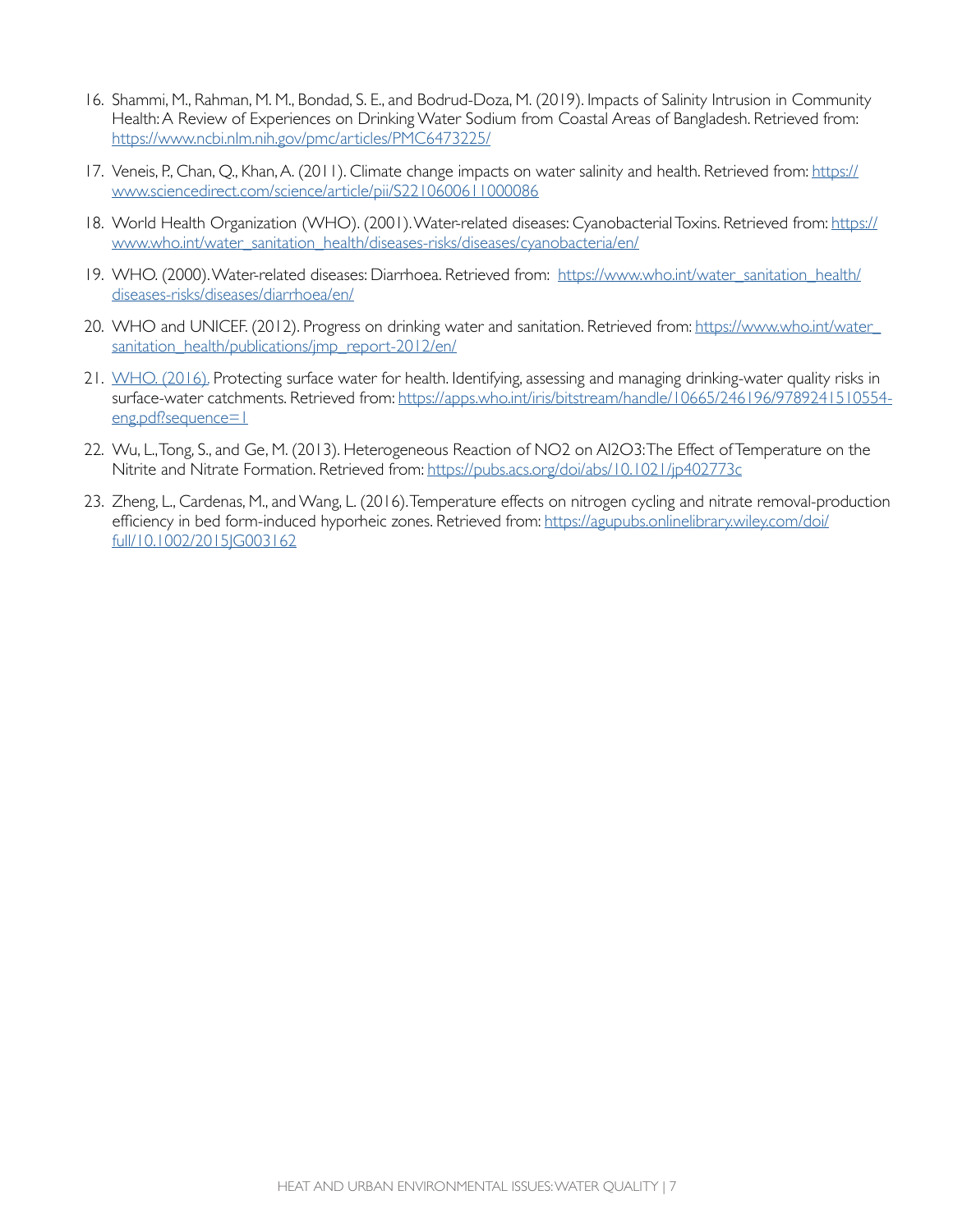16. Shammi, M., Rahman, M. M., Bondad, S. E., and Bodrud-Doza, M. (2019). Impacts of Salinity Intrusion in Community Health: A Review of Experiences on Drinking Water Sodium from Coastal Areas of Bangladesh. Retrieved from: https://www.ncbi.nlm.nih.gov/pmc/articles/PMC6473225/

17. Veneis, P., Chan, Q., Khan, A. (2011). Climate change impacts on water salinity and health. Retrieved from: https://www.sciencedirect.com/science/article/pii/S2210600611000086

18. World Health Organization (WHO). (2001). Water-related diseases: Cyanobacterial Toxins. Retrieved from: https://www.who.int/water_sanitation_health/diseases-risks/diseases/cyanobacteria/en/

19. WHO. (2000). Water-related diseases: Diarrhoea. Retrieved from: https://www.who.int/water_sanitation_health/diseases-risks/diseases/diarrhoea/en/

20. WHO and UNICEF. (2012). Progress on drinking water and sanitation. Retrieved from: https://www.who.int/water_sanitation_health/publications/jmp_report-2012/en/

21. WHO. (2016). Protecting surface water for health. Identifying, assessing and managing drinking-water quality risks in surface-water catchments. Retrieved from: https://apps.who.int/iris/bitstream/handle/10665/246196/9789241510554-eng.pdf?sequence=1

22. Wu, L., Tong, S., and Ge, M. (2013). Heterogeneous Reaction of NO2 on Al2O3: The Effect of Temperature on the Nitrite and Nitrate Formation. Retrieved from: https://pubs.acs.org/doi/abs/10.1021/jp402773c

23. Zheng, L., Cardenas, M., and Wang, L. (2016). Temperature effects on nitrogen cycling and nitrate removal-production efficiency in bed form-induced hyporheic zones. Retrieved from: https://agupubs.onlinelibrary.wiley.com/doi/full/10.1002/2015JG003162